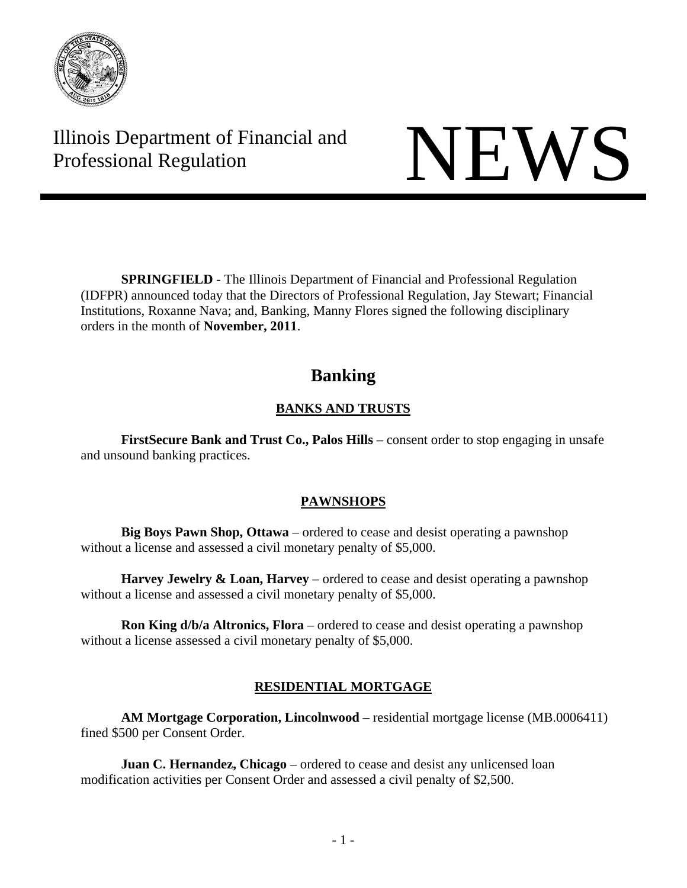Illinois Department of Financial and Professional Regulation

# NEWS

**SPRINGFIELD** - The Illinois Department of Financial and Professional Regulation (IDFPR) announced today that the Directors of Professional Regulation, Jay Stewart; Financial Institutions, Roxanne Nava; and, Banking, Manny Flores signed the following disciplinary orders in the month of **November, 2011**.

## Banking

### BANKS AND TRUSTS

**FirstSecure Bank and Trust Co., Palos Hills** – consent order to stop engaging in unsafe and unsound banking practices.

### PAWNSHOPS

**Big Boys Pawn Shop, Ottawa** – ordered to cease and desist operating a pawnshop without a license and assessed a civil monetary penalty of $5,000.

**Harvey Jewelry & Loan, Harvey** – ordered to cease and desist operating a pawnshop without a license and assessed a civil monetary penalty of $5,000.

**Ron King d/b/a Altronics, Flora** – ordered to cease and desist operating a pawnshop without a license assessed a civil monetary penalty of $5,000.

### RESIDENTIAL MORTGAGE

**AM Mortgage Corporation, Lincolnwood** – residential mortgage license (MB.0006411) fined $500 per Consent Order.

**Juan C. Hernandez, Chicago** – ordered to cease and desist any unlicensed loan modification activities per Consent Order and assessed a civil penalty of $2,500.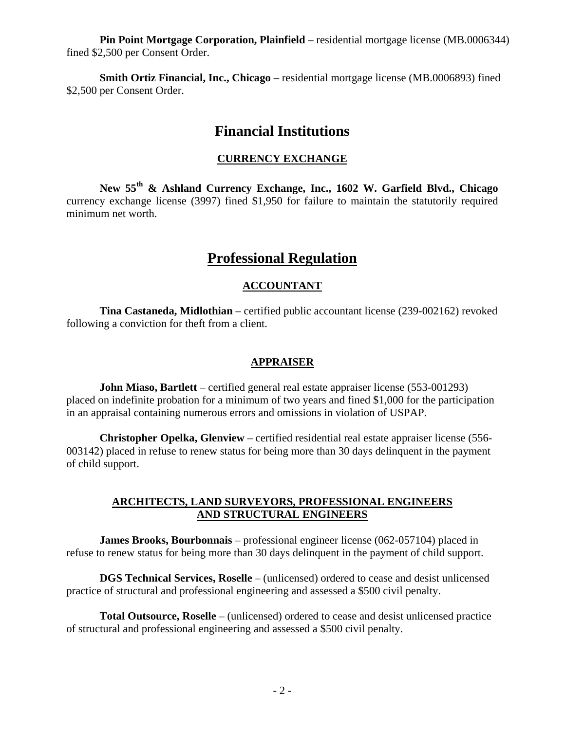**Pin Point Mortgage Corporation, Plainfield** – residential mortgage license (MB.0006344) fined $2,500 per Consent Order.

**Smith Ortiz Financial, Inc., Chicago** – residential mortgage license (MB.0006893) fined $2,500 per Consent Order.

# Financial Institutions

## CURRENCY EXCHANGE

**New 55th & Ashland Currency Exchange, Inc., 1602 W. Garfield Blvd., Chicago** currency exchange license (3997) fined $1,950 for failure to maintain the statutorily required minimum net worth.

# Professional Regulation

## ACCOUNTANT

**Tina Castaneda, Midlothian** – certified public accountant license (239-002162) revoked following a conviction for theft from a client.

## APPRAISER

**John Miaso, Bartlett** – certified general real estate appraiser license (553-001293) placed on indefinite probation for a minimum of two years and fined $1,000 for the participation in an appraisal containing numerous errors and omissions in violation of USPAP.

**Christopher Opelka, Glenview** – certified residential real estate appraiser license (556-003142) placed in refuse to renew status for being more than 30 days delinquent in the payment of child support.

## ARCHITECTS, LAND SURVEYORS, PROFESSIONAL ENGINEERS AND STRUCTURAL ENGINEERS

**James Brooks, Bourbonnais** – professional engineer license (062-057104) placed in refuse to renew status for being more than 30 days delinquent in the payment of child support.

**DGS Technical Services, Roselle** – (unlicensed) ordered to cease and desist unlicensed practice of structural and professional engineering and assessed a $500 civil penalty.

**Total Outsource, Roselle** – (unlicensed) ordered to cease and desist unlicensed practice of structural and professional engineering and assessed a $500 civil penalty.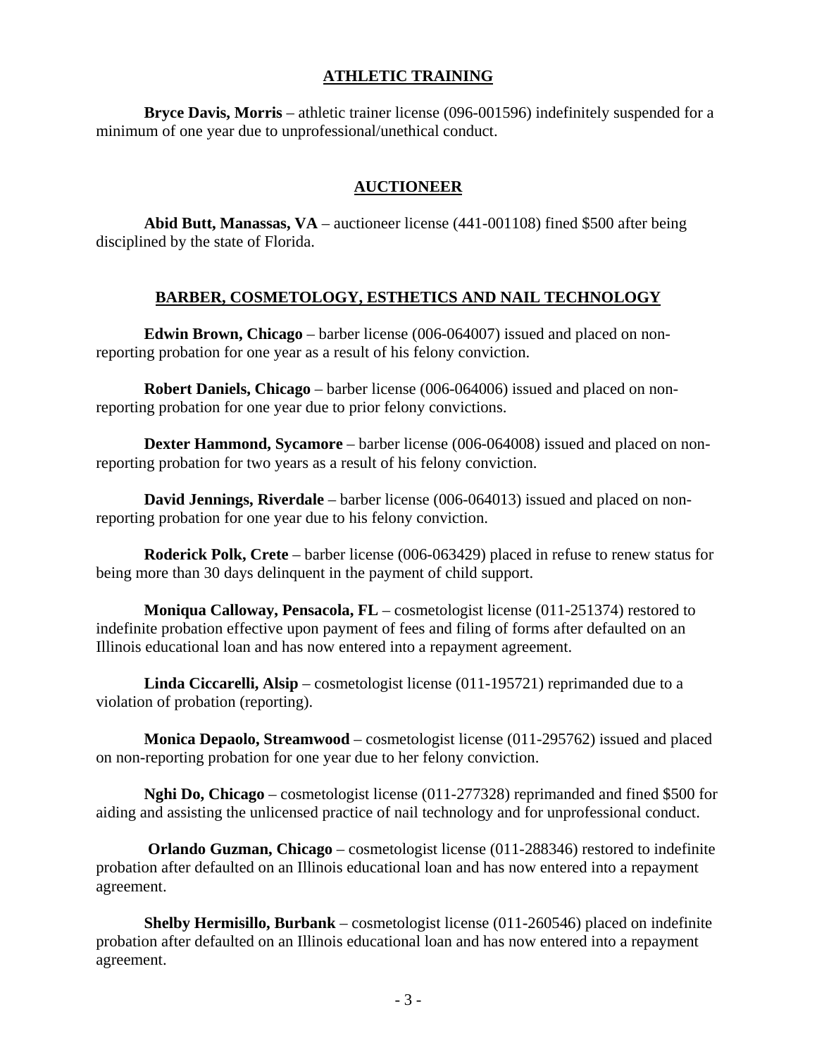## ATHLETIC TRAINING

**Bryce Davis, Morris** – athletic trainer license (096-001596) indefinitely suspended for a minimum of one year due to unprofessional/unethical conduct.

## AUCTIONEER

**Abid Butt, Manassas, VA** – auctioneer license (441-001108) fined $500 after being disciplined by the state of Florida.

## BARBER, COSMETOLOGY, ESTHETICS AND NAIL TECHNOLOGY

**Edwin Brown, Chicago** – barber license (006-064007) issued and placed on non-reporting probation for one year as a result of his felony conviction.

**Robert Daniels, Chicago** – barber license (006-064006) issued and placed on non-reporting probation for one year due to prior felony convictions.

**Dexter Hammond, Sycamore** – barber license (006-064008) issued and placed on non-reporting probation for two years as a result of his felony conviction.

**David Jennings, Riverdale** – barber license (006-064013) issued and placed on non-reporting probation for one year due to his felony conviction.

**Roderick Polk, Crete** – barber license (006-063429) placed in refuse to renew status for being more than 30 days delinquent in the payment of child support.

**Moniqua Calloway, Pensacola, FL** – cosmetologist license (011-251374) restored to indefinite probation effective upon payment of fees and filing of forms after defaulted on an Illinois educational loan and has now entered into a repayment agreement.

**Linda Ciccarelli, Alsip** – cosmetologist license (011-195721) reprimanded due to a violation of probation (reporting).

**Monica Depaolo, Streamwood** – cosmetologist license (011-295762) issued and placed on non-reporting probation for one year due to her felony conviction.

**Nghi Do, Chicago** – cosmetologist license (011-277328) reprimanded and fined $500 for aiding and assisting the unlicensed practice of nail technology and for unprofessional conduct.

**Orlando Guzman, Chicago** – cosmetologist license (011-288346) restored to indefinite probation after defaulted on an Illinois educational loan and has now entered into a repayment agreement.

**Shelby Hermisillo, Burbank** – cosmetologist license (011-260546) placed on indefinite probation after defaulted on an Illinois educational loan and has now entered into a repayment agreement.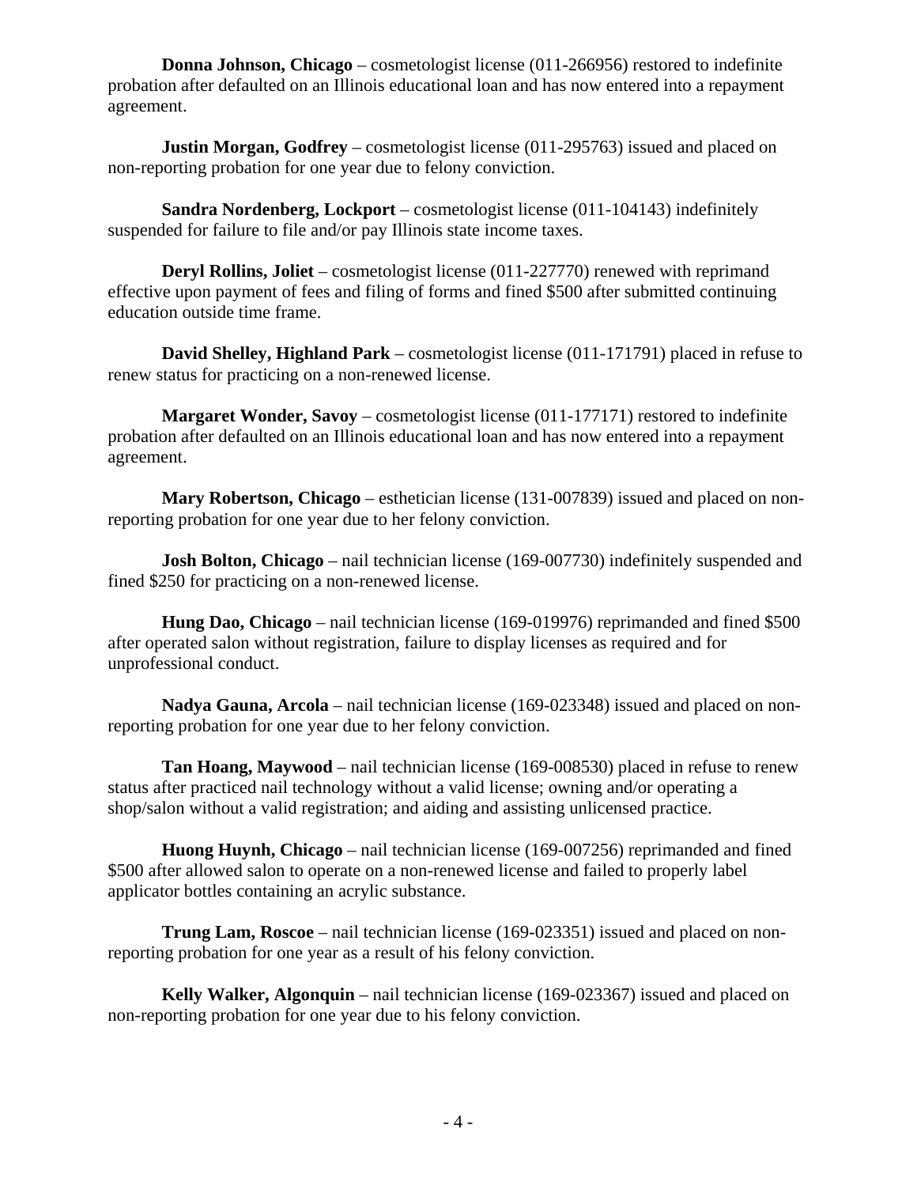**Donna Johnson, Chicago** – cosmetologist license (011-266956) restored to indefinite probation after defaulted on an Illinois educational loan and has now entered into a repayment agreement.

**Justin Morgan, Godfrey** – cosmetologist license (011-295763) issued and placed on non-reporting probation for one year due to felony conviction.

**Sandra Nordenberg, Lockport** – cosmetologist license (011-104143) indefinitely suspended for failure to file and/or pay Illinois state income taxes.

**Deryl Rollins, Joliet** – cosmetologist license (011-227770) renewed with reprimand effective upon payment of fees and filing of forms and fined $500 after submitted continuing education outside time frame.

**David Shelley, Highland Park** – cosmetologist license (011-171791) placed in refuse to renew status for practicing on a non-renewed license.

**Margaret Wonder, Savoy** – cosmetologist license (011-177171) restored to indefinite probation after defaulted on an Illinois educational loan and has now entered into a repayment agreement.

**Mary Robertson, Chicago** – esthetician license (131-007839) issued and placed on non-reporting probation for one year due to her felony conviction.

**Josh Bolton, Chicago** – nail technician license (169-007730) indefinitely suspended and fined $250 for practicing on a non-renewed license.

**Hung Dao, Chicago** – nail technician license (169-019976) reprimanded and fined $500 after operated salon without registration, failure to display licenses as required and for unprofessional conduct.

**Nadya Gauna, Arcola** – nail technician license (169-023348) issued and placed on non-reporting probation for one year due to her felony conviction.

**Tan Hoang, Maywood** – nail technician license (169-008530) placed in refuse to renew status after practiced nail technology without a valid license; owning and/or operating a shop/salon without a valid registration; and aiding and assisting unlicensed practice.

**Huong Huynh, Chicago** – nail technician license (169-007256) reprimanded and fined $500 after allowed salon to operate on a non-renewed license and failed to properly label applicator bottles containing an acrylic substance.

**Trung Lam, Roscoe** – nail technician license (169-023351) issued and placed on non-reporting probation for one year as a result of his felony conviction.

**Kelly Walker, Algonquin** – nail technician license (169-023367) issued and placed on non-reporting probation for one year due to his felony conviction.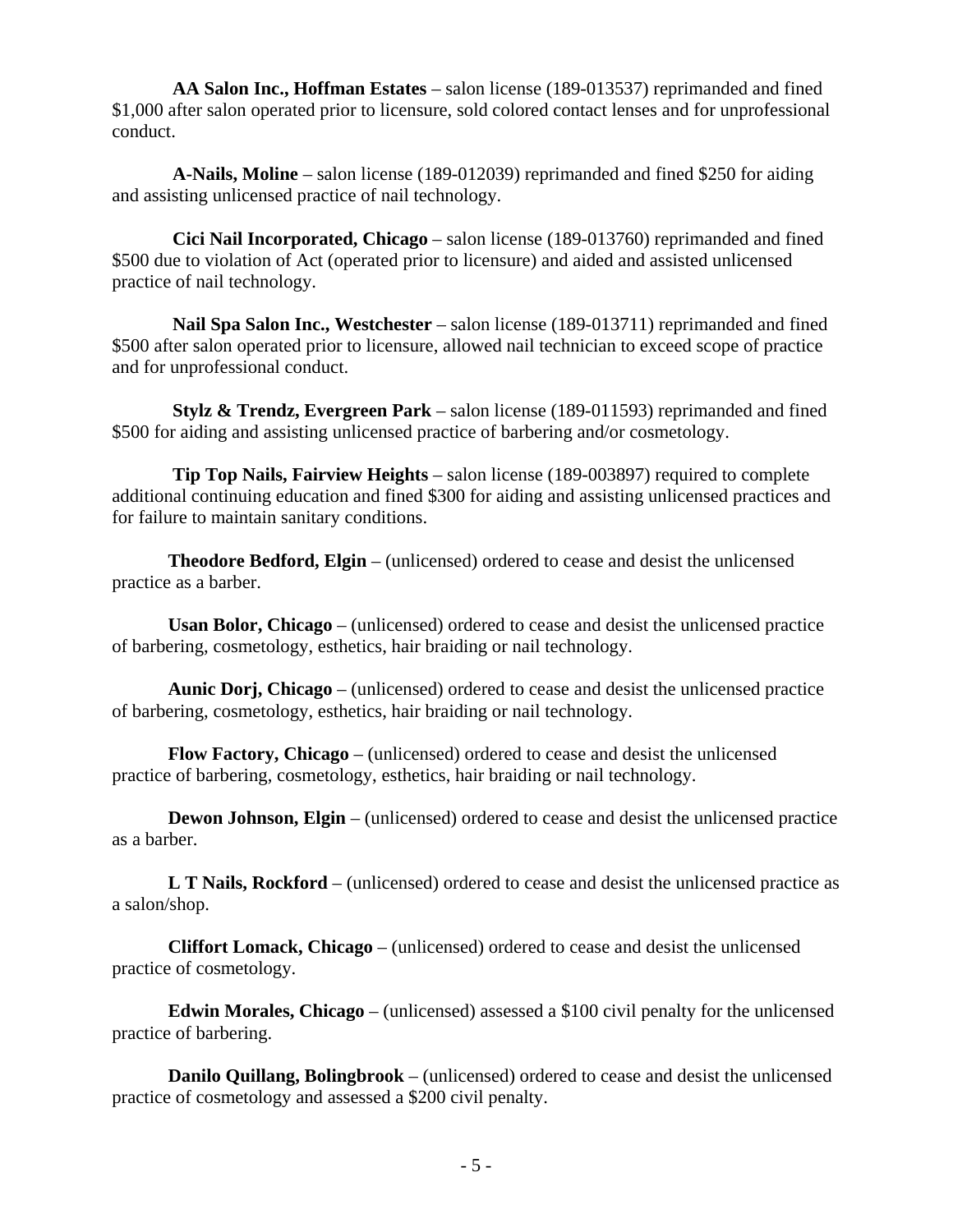**AA Salon Inc., Hoffman Estates** – salon license (189-013537) reprimanded and fined $1,000 after salon operated prior to licensure, sold colored contact lenses and for unprofessional conduct.

**A-Nails, Moline** – salon license (189-012039) reprimanded and fined $250 for aiding and assisting unlicensed practice of nail technology.

**Cici Nail Incorporated, Chicago** – salon license (189-013760) reprimanded and fined $500 due to violation of Act (operated prior to licensure) and aided and assisted unlicensed practice of nail technology.

**Nail Spa Salon Inc., Westchester** – salon license (189-013711) reprimanded and fined $500 after salon operated prior to licensure, allowed nail technician to exceed scope of practice and for unprofessional conduct.

**Stylz & Trendz, Evergreen Park** – salon license (189-011593) reprimanded and fined $500 for aiding and assisting unlicensed practice of barbering and/or cosmetology.

**Tip Top Nails, Fairview Heights** – salon license (189-003897) required to complete additional continuing education and fined $300 for aiding and assisting unlicensed practices and for failure to maintain sanitary conditions.

**Theodore Bedford, Elgin** – (unlicensed) ordered to cease and desist the unlicensed practice as a barber.

**Usan Bolor, Chicago** – (unlicensed) ordered to cease and desist the unlicensed practice of barbering, cosmetology, esthetics, hair braiding or nail technology.

**Aunic Dorj, Chicago** – (unlicensed) ordered to cease and desist the unlicensed practice of barbering, cosmetology, esthetics, hair braiding or nail technology.

**Flow Factory, Chicago** – (unlicensed) ordered to cease and desist the unlicensed practice of barbering, cosmetology, esthetics, hair braiding or nail technology.

**Dewon Johnson, Elgin** – (unlicensed) ordered to cease and desist the unlicensed practice as a barber.

**L T Nails, Rockford** – (unlicensed) ordered to cease and desist the unlicensed practice as a salon/shop.

**Cliffort Lomack, Chicago** – (unlicensed) ordered to cease and desist the unlicensed practice of cosmetology.

**Edwin Morales, Chicago** – (unlicensed) assessed a $100 civil penalty for the unlicensed practice of barbering.

**Danilo Quillang, Bolingbrook** – (unlicensed) ordered to cease and desist the unlicensed practice of cosmetology and assessed a $200 civil penalty.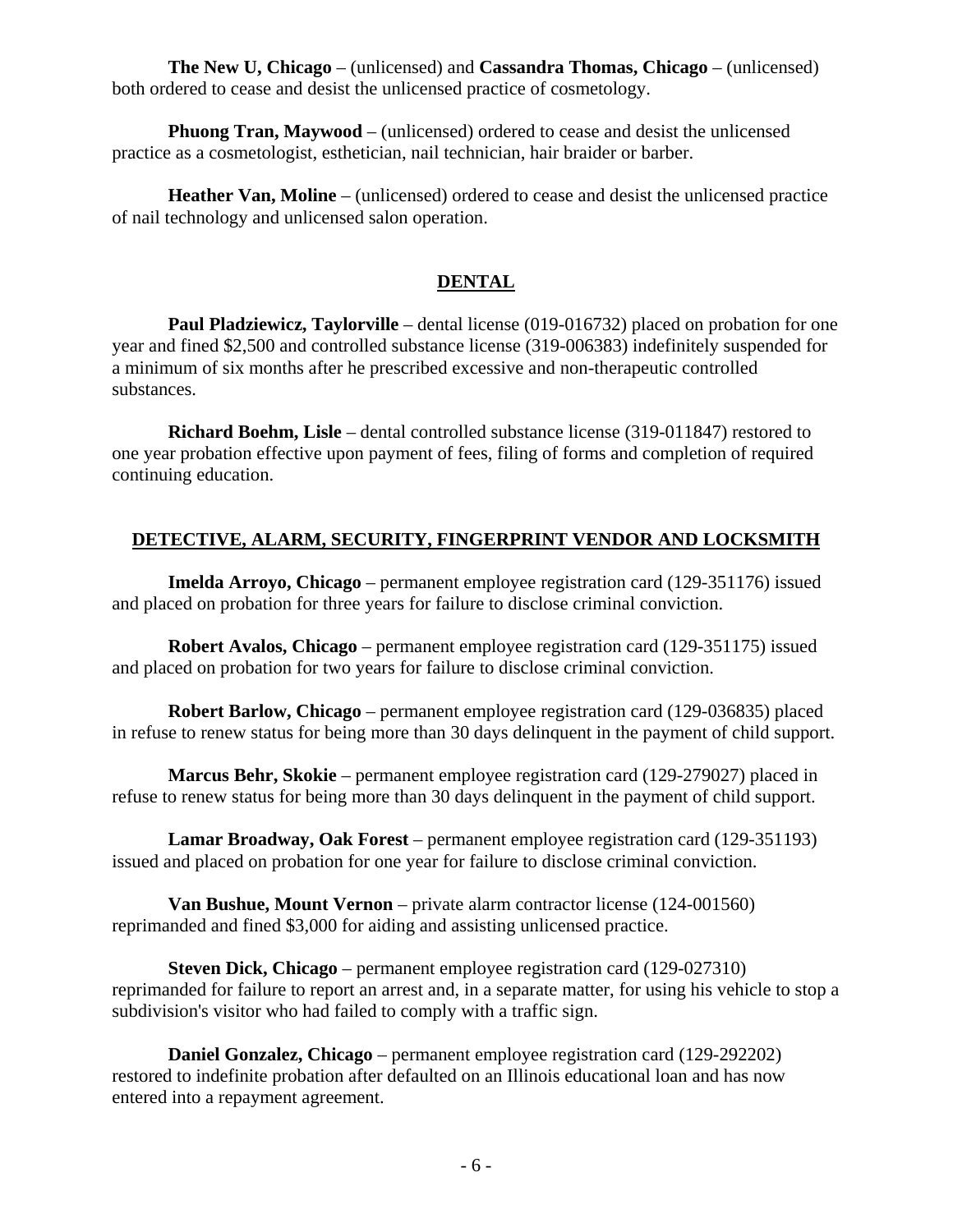**The New U, Chicago** – (unlicensed) and **Cassandra Thomas, Chicago** – (unlicensed) both ordered to cease and desist the unlicensed practice of cosmetology.

**Phuong Tran, Maywood** – (unlicensed) ordered to cease and desist the unlicensed practice as a cosmetologist, esthetician, nail technician, hair braider or barber.

**Heather Van, Moline** – (unlicensed) ordered to cease and desist the unlicensed practice of nail technology and unlicensed salon operation.

## DENTAL

**Paul Pladziewicz, Taylorville** – dental license (019-016732) placed on probation for one year and fined $2,500 and controlled substance license (319-006383) indefinitely suspended for a minimum of six months after he prescribed excessive and non-therapeutic controlled substances.

**Richard Boehm, Lisle** – dental controlled substance license (319-011847) restored to one year probation effective upon payment of fees, filing of forms and completion of required continuing education.

## DETECTIVE, ALARM, SECURITY, FINGERPRINT VENDOR AND LOCKSMITH

**Imelda Arroyo, Chicago** – permanent employee registration card (129-351176) issued and placed on probation for three years for failure to disclose criminal conviction.

**Robert Avalos, Chicago** – permanent employee registration card (129-351175) issued and placed on probation for two years for failure to disclose criminal conviction.

**Robert Barlow, Chicago** – permanent employee registration card (129-036835) placed in refuse to renew status for being more than 30 days delinquent in the payment of child support.

**Marcus Behr, Skokie** – permanent employee registration card (129-279027) placed in refuse to renew status for being more than 30 days delinquent in the payment of child support.

**Lamar Broadway, Oak Forest** – permanent employee registration card (129-351193) issued and placed on probation for one year for failure to disclose criminal conviction.

**Van Bushue, Mount Vernon** – private alarm contractor license (124-001560) reprimanded and fined $3,000 for aiding and assisting unlicensed practice.

**Steven Dick, Chicago** – permanent employee registration card (129-027310) reprimanded for failure to report an arrest and, in a separate matter, for using his vehicle to stop a subdivision's visitor who had failed to comply with a traffic sign.

**Daniel Gonzalez, Chicago** – permanent employee registration card (129-292202) restored to indefinite probation after defaulted on an Illinois educational loan and has now entered into a repayment agreement.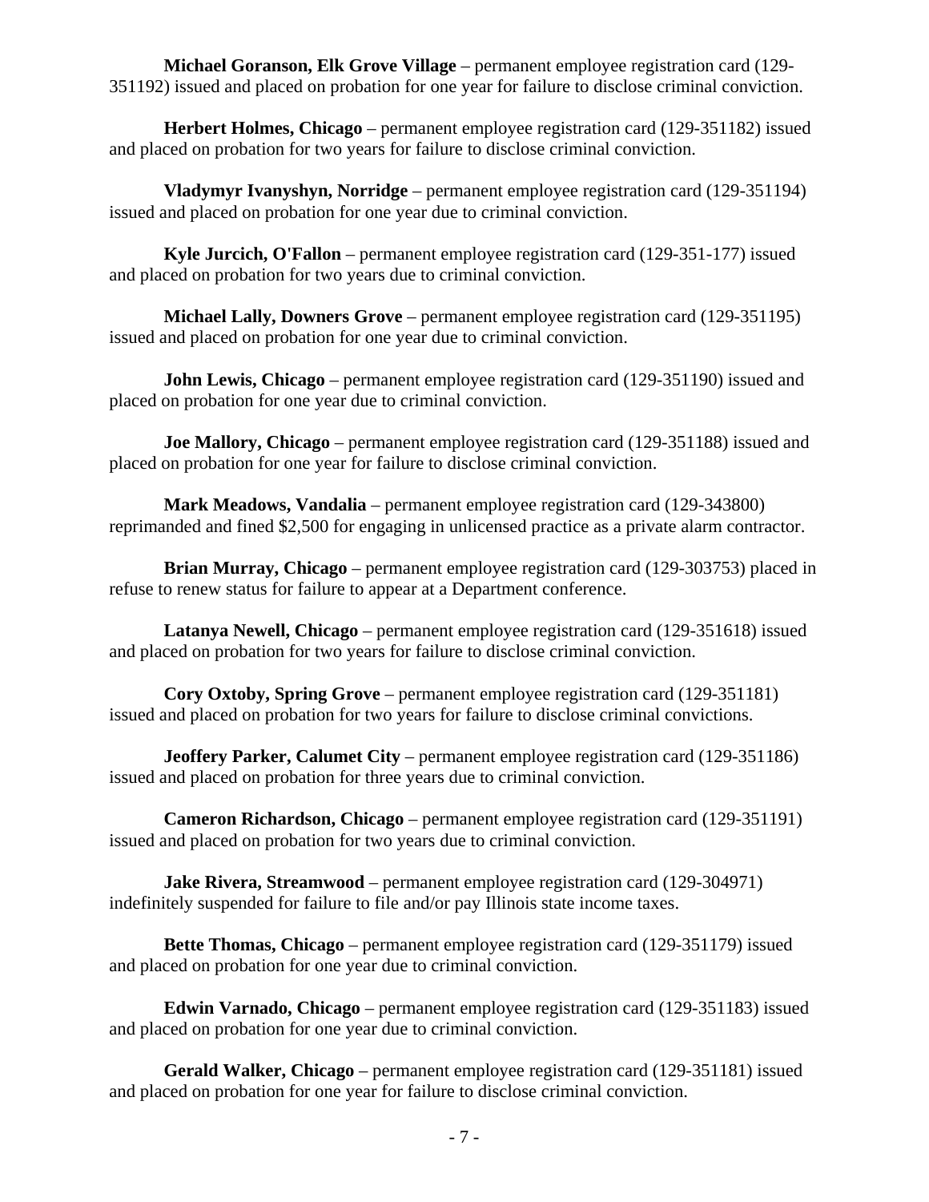**Michael Goranson, Elk Grove Village** – permanent employee registration card (129-351192) issued and placed on probation for one year for failure to disclose criminal conviction.

**Herbert Holmes, Chicago** – permanent employee registration card (129-351182) issued and placed on probation for two years for failure to disclose criminal conviction.

**Vladymyr Ivanyshyn, Norridge** – permanent employee registration card (129-351194) issued and placed on probation for one year due to criminal conviction.

**Kyle Jurcich, O'Fallon** – permanent employee registration card (129-351-177) issued and placed on probation for two years due to criminal conviction.

**Michael Lally, Downers Grove** – permanent employee registration card (129-351195) issued and placed on probation for one year due to criminal conviction.

**John Lewis, Chicago** – permanent employee registration card (129-351190) issued and placed on probation for one year due to criminal conviction.

**Joe Mallory, Chicago** – permanent employee registration card (129-351188) issued and placed on probation for one year for failure to disclose criminal conviction.

**Mark Meadows, Vandalia** – permanent employee registration card (129-343800) reprimanded and fined $2,500 for engaging in unlicensed practice as a private alarm contractor.

**Brian Murray, Chicago** – permanent employee registration card (129-303753) placed in refuse to renew status for failure to appear at a Department conference.

**Latanya Newell, Chicago** – permanent employee registration card (129-351618) issued and placed on probation for two years for failure to disclose criminal conviction.

**Cory Oxtoby, Spring Grove** – permanent employee registration card (129-351181) issued and placed on probation for two years for failure to disclose criminal convictions.

**Jeoffery Parker, Calumet City** – permanent employee registration card (129-351186) issued and placed on probation for three years due to criminal conviction.

**Cameron Richardson, Chicago** – permanent employee registration card (129-351191) issued and placed on probation for two years due to criminal conviction.

**Jake Rivera, Streamwood** – permanent employee registration card (129-304971) indefinitely suspended for failure to file and/or pay Illinois state income taxes.

**Bette Thomas, Chicago** – permanent employee registration card (129-351179) issued and placed on probation for one year due to criminal conviction.

**Edwin Varnado, Chicago** – permanent employee registration card (129-351183) issued and placed on probation for one year due to criminal conviction.

**Gerald Walker, Chicago** – permanent employee registration card (129-351181) issued and placed on probation for one year for failure to disclose criminal conviction.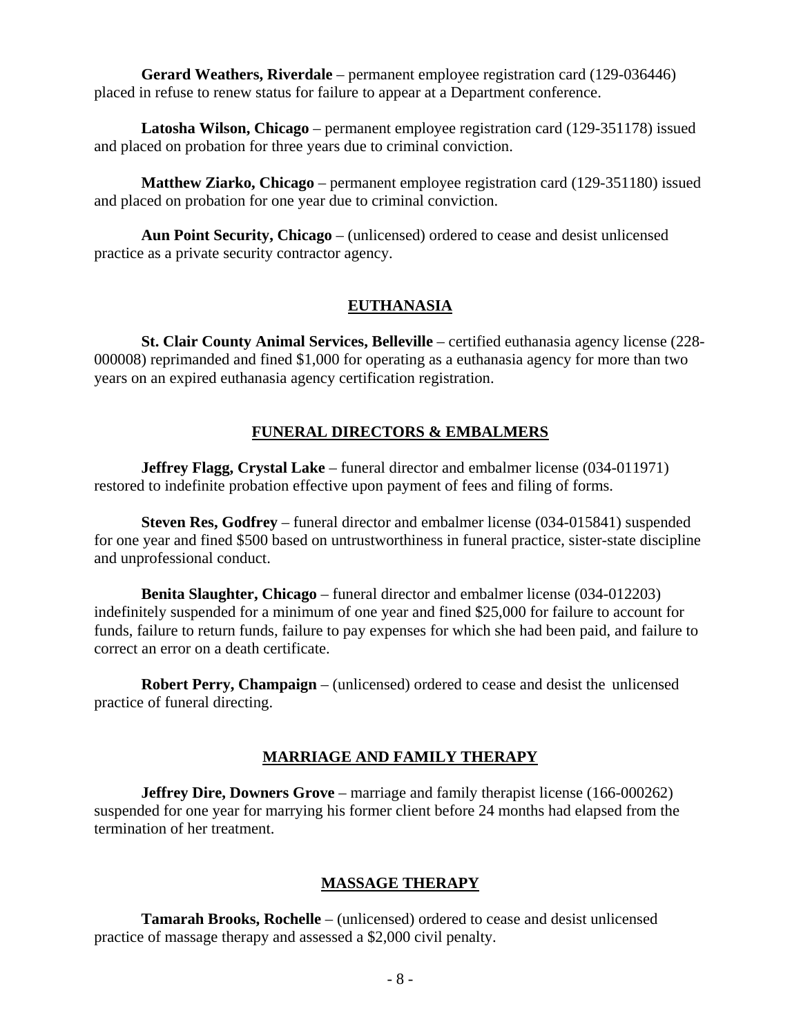**Gerard Weathers, Riverdale** – permanent employee registration card (129-036446) placed in refuse to renew status for failure to appear at a Department conference.

**Latosha Wilson, Chicago** – permanent employee registration card (129-351178) issued and placed on probation for three years due to criminal conviction.

**Matthew Ziarko, Chicago** – permanent employee registration card (129-351180) issued and placed on probation for one year due to criminal conviction.

**Aun Point Security, Chicago** – (unlicensed) ordered to cease and desist unlicensed practice as a private security contractor agency.

## EUTHANASIA

**St. Clair County Animal Services, Belleville** – certified euthanasia agency license (228-000008) reprimanded and fined $1,000 for operating as a euthanasia agency for more than two years on an expired euthanasia agency certification registration.

## FUNERAL DIRECTORS & EMBALMERS

**Jeffrey Flagg, Crystal Lake** – funeral director and embalmer license (034-011971) restored to indefinite probation effective upon payment of fees and filing of forms.

**Steven Res, Godfrey** – funeral director and embalmer license (034-015841) suspended for one year and fined $500 based on untrustworthiness in funeral practice, sister-state discipline and unprofessional conduct.

**Benita Slaughter, Chicago** – funeral director and embalmer license (034-012203) indefinitely suspended for a minimum of one year and fined $25,000 for failure to account for funds, failure to return funds, failure to pay expenses for which she had been paid, and failure to correct an error on a death certificate.

**Robert Perry, Champaign** – (unlicensed) ordered to cease and desist the unlicensed practice of funeral directing.

## MARRIAGE AND FAMILY THERAPY

**Jeffrey Dire, Downers Grove** – marriage and family therapist license (166-000262) suspended for one year for marrying his former client before 24 months had elapsed from the termination of her treatment.

## MASSAGE THERAPY

**Tamarah Brooks, Rochelle** – (unlicensed) ordered to cease and desist unlicensed practice of massage therapy and assessed a $2,000 civil penalty.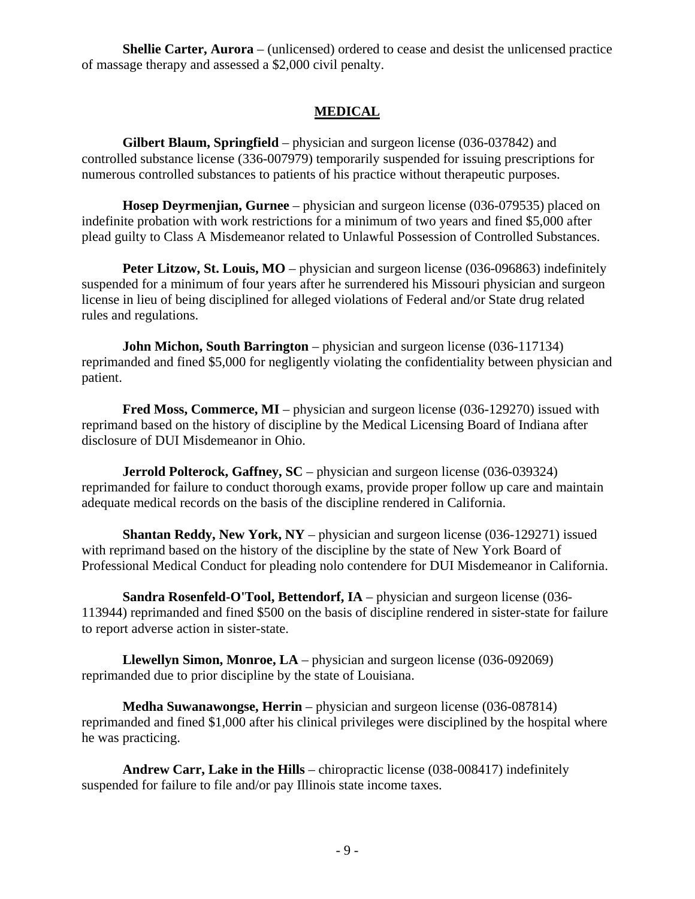**Shellie Carter, Aurora** – (unlicensed) ordered to cease and desist the unlicensed practice of massage therapy and assessed a $2,000 civil penalty.

## MEDICAL

**Gilbert Blaum, Springfield** – physician and surgeon license (036-037842) and controlled substance license (336-007979) temporarily suspended for issuing prescriptions for numerous controlled substances to patients of his practice without therapeutic purposes.

**Hosep Deyrmenjian, Gurnee** – physician and surgeon license (036-079535) placed on indefinite probation with work restrictions for a minimum of two years and fined $5,000 after plead guilty to Class A Misdemeanor related to Unlawful Possession of Controlled Substances.

**Peter Litzow, St. Louis, MO** – physician and surgeon license (036-096863) indefinitely suspended for a minimum of four years after he surrendered his Missouri physician and surgeon license in lieu of being disciplined for alleged violations of Federal and/or State drug related rules and regulations.

**John Michon, South Barrington** – physician and surgeon license (036-117134) reprimanded and fined $5,000 for negligently violating the confidentiality between physician and patient.

**Fred Moss, Commerce, MI** – physician and surgeon license (036-129270) issued with reprimand based on the history of discipline by the Medical Licensing Board of Indiana after disclosure of DUI Misdemeanor in Ohio.

**Jerrold Polterock, Gaffney, SC** – physician and surgeon license (036-039324) reprimanded for failure to conduct thorough exams, provide proper follow up care and maintain adequate medical records on the basis of the discipline rendered in California.

**Shantan Reddy, New York, NY** – physician and surgeon license (036-129271) issued with reprimand based on the history of the discipline by the state of New York Board of Professional Medical Conduct for pleading nolo contendere for DUI Misdemeanor in California.

**Sandra Rosenfeld-O'Tool, Bettendorf, IA** – physician and surgeon license (036-113944) reprimanded and fined $500 on the basis of discipline rendered in sister-state for failure to report adverse action in sister-state.

**Llewellyn Simon, Monroe, LA** – physician and surgeon license (036-092069) reprimanded due to prior discipline by the state of Louisiana.

**Medha Suwanawongse, Herrin** – physician and surgeon license (036-087814) reprimanded and fined $1,000 after his clinical privileges were disciplined by the hospital where he was practicing.

**Andrew Carr, Lake in the Hills** – chiropractic license (038-008417) indefinitely suspended for failure to file and/or pay Illinois state income taxes.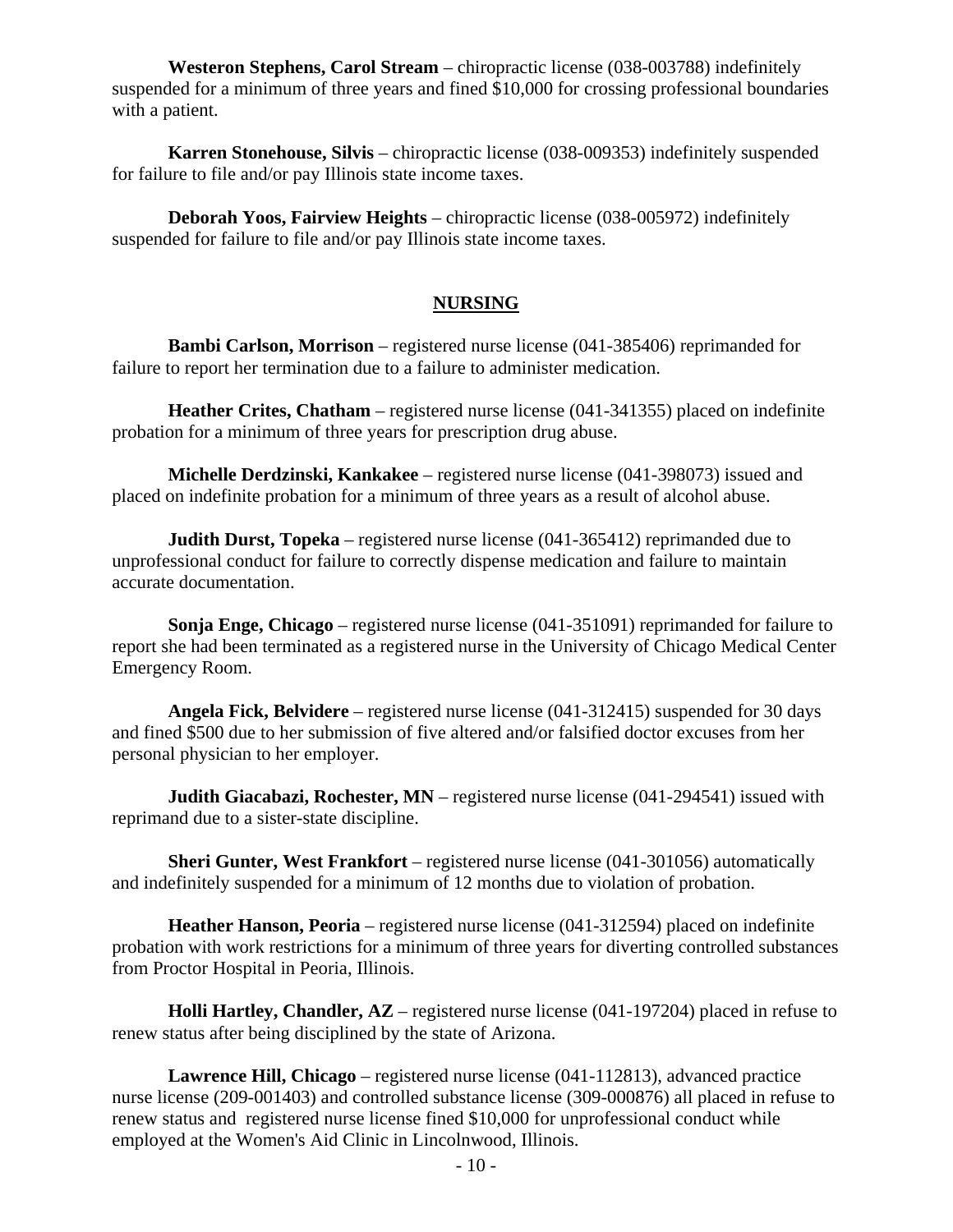**Westeron Stephens, Carol Stream** – chiropractic license (038-003788) indefinitely suspended for a minimum of three years and fined $10,000 for crossing professional boundaries with a patient.

**Karren Stonehouse, Silvis** – chiropractic license (038-009353) indefinitely suspended for failure to file and/or pay Illinois state income taxes.

**Deborah Yoos, Fairview Heights** – chiropractic license (038-005972) indefinitely suspended for failure to file and/or pay Illinois state income taxes.

## NURSING

**Bambi Carlson, Morrison** – registered nurse license (041-385406) reprimanded for failure to report her termination due to a failure to administer medication.

**Heather Crites, Chatham** – registered nurse license (041-341355) placed on indefinite probation for a minimum of three years for prescription drug abuse.

**Michelle Derdzinski, Kankakee** – registered nurse license (041-398073) issued and placed on indefinite probation for a minimum of three years as a result of alcohol abuse.

**Judith Durst, Topeka** – registered nurse license (041-365412) reprimanded due to unprofessional conduct for failure to correctly dispense medication and failure to maintain accurate documentation.

**Sonja Enge, Chicago** – registered nurse license (041-351091) reprimanded for failure to report she had been terminated as a registered nurse in the University of Chicago Medical Center Emergency Room.

**Angela Fick, Belvidere** – registered nurse license (041-312415) suspended for 30 days and fined $500 due to her submission of five altered and/or falsified doctor excuses from her personal physician to her employer.

**Judith Giacabazi, Rochester, MN** – registered nurse license (041-294541) issued with reprimand due to a sister-state discipline.

**Sheri Gunter, West Frankfort** – registered nurse license (041-301056) automatically and indefinitely suspended for a minimum of 12 months due to violation of probation.

**Heather Hanson, Peoria** – registered nurse license (041-312594) placed on indefinite probation with work restrictions for a minimum of three years for diverting controlled substances from Proctor Hospital in Peoria, Illinois.

**Holli Hartley, Chandler, AZ** – registered nurse license (041-197204) placed in refuse to renew status after being disciplined by the state of Arizona.

**Lawrence Hill, Chicago** – registered nurse license (041-112813), advanced practice nurse license (209-001403) and controlled substance license (309-000876) all placed in refuse to renew status and registered nurse license fined $10,000 for unprofessional conduct while employed at the Women's Aid Clinic in Lincolnwood, Illinois.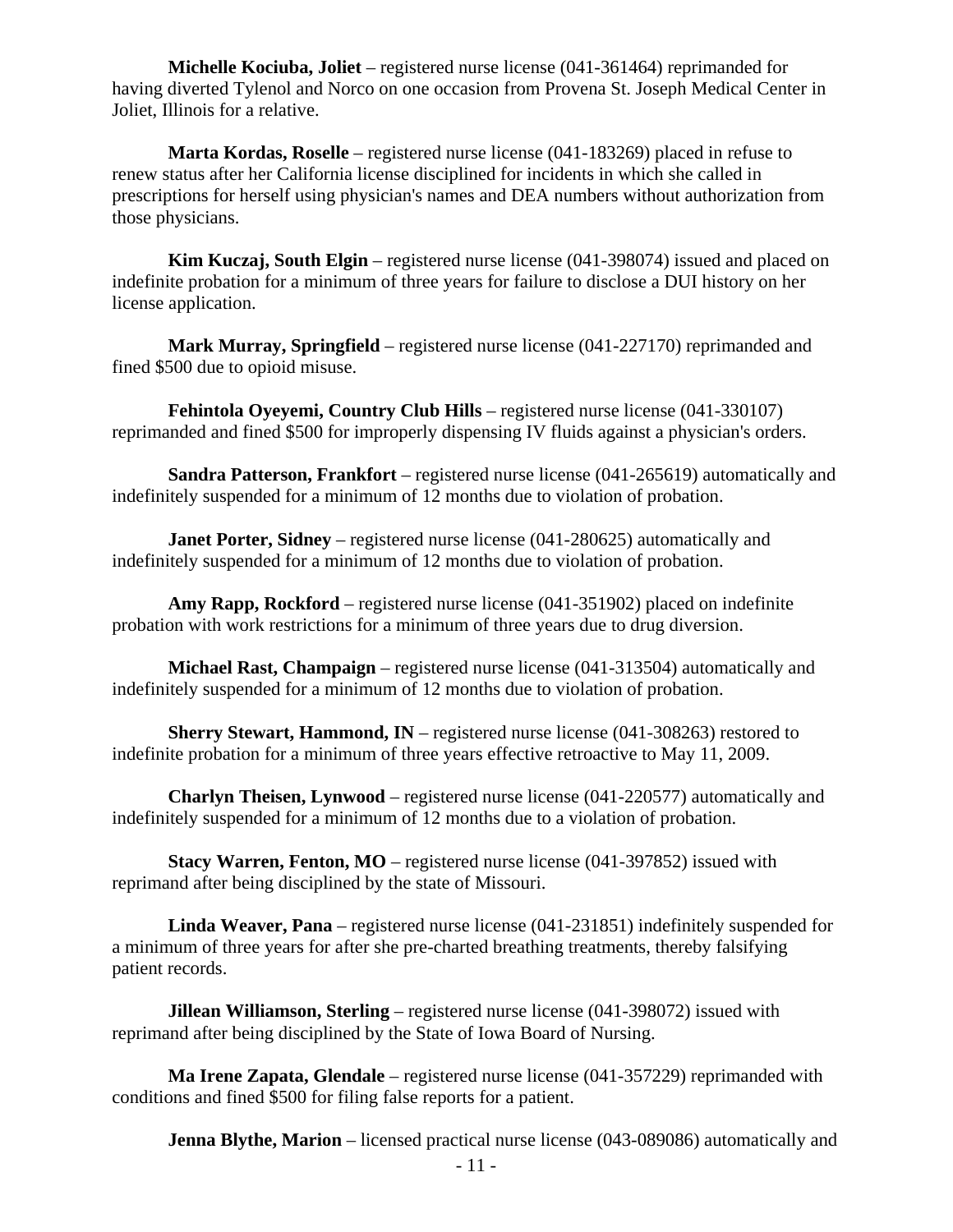**Michelle Kociuba, Joliet** – registered nurse license (041-361464) reprimanded for having diverted Tylenol and Norco on one occasion from Provena St. Joseph Medical Center in Joliet, Illinois for a relative.

**Marta Kordas, Roselle** – registered nurse license (041-183269) placed in refuse to renew status after her California license disciplined for incidents in which she called in prescriptions for herself using physician's names and DEA numbers without authorization from those physicians.

**Kim Kuczaj, South Elgin** – registered nurse license (041-398074) issued and placed on indefinite probation for a minimum of three years for failure to disclose a DUI history on her license application.

**Mark Murray, Springfield** – registered nurse license (041-227170) reprimanded and fined $500 due to opioid misuse.

**Fehintola Oyeyemi, Country Club Hills** – registered nurse license (041-330107) reprimanded and fined $500 for improperly dispensing IV fluids against a physician's orders.

**Sandra Patterson, Frankfort** – registered nurse license (041-265619) automatically and indefinitely suspended for a minimum of 12 months due to violation of probation.

**Janet Porter, Sidney** – registered nurse license (041-280625) automatically and indefinitely suspended for a minimum of 12 months due to violation of probation.

**Amy Rapp, Rockford** – registered nurse license (041-351902) placed on indefinite probation with work restrictions for a minimum of three years due to drug diversion.

**Michael Rast, Champaign** – registered nurse license (041-313504) automatically and indefinitely suspended for a minimum of 12 months due to violation of probation.

**Sherry Stewart, Hammond, IN** – registered nurse license (041-308263) restored to indefinite probation for a minimum of three years effective retroactive to May 11, 2009.

**Charlyn Theisen, Lynwood** – registered nurse license (041-220577) automatically and indefinitely suspended for a minimum of 12 months due to a violation of probation.

**Stacy Warren, Fenton, MO** – registered nurse license (041-397852) issued with reprimand after being disciplined by the state of Missouri.

**Linda Weaver, Pana** – registered nurse license (041-231851) indefinitely suspended for a minimum of three years for after she pre-charted breathing treatments, thereby falsifying patient records.

**Jillean Williamson, Sterling** – registered nurse license (041-398072) issued with reprimand after being disciplined by the State of Iowa Board of Nursing.

**Ma Irene Zapata, Glendale** – registered nurse license (041-357229) reprimanded with conditions and fined $500 for filing false reports for a patient.

**Jenna Blythe, Marion** – licensed practical nurse license (043-089086) automatically and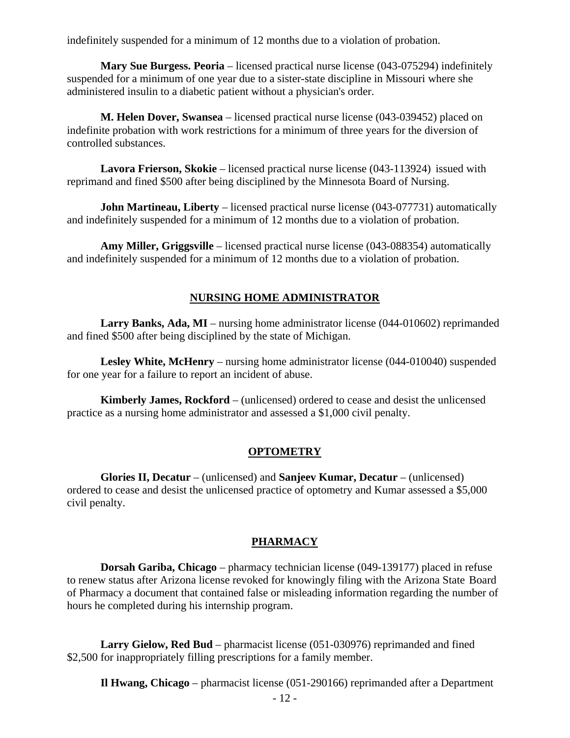indefinitely suspended for a minimum of 12 months due to a violation of probation.

**Mary Sue Burgess. Peoria** – licensed practical nurse license (043-075294) indefinitely suspended for a minimum of one year due to a sister-state discipline in Missouri where she administered insulin to a diabetic patient without a physician's order.

**M. Helen Dover, Swansea** – licensed practical nurse license (043-039452) placed on indefinite probation with work restrictions for a minimum of three years for the diversion of controlled substances.

**Lavora Frierson, Skokie** – licensed practical nurse license (043-113924) issued with reprimand and fined $500 after being disciplined by the Minnesota Board of Nursing.

**John Martineau, Liberty** – licensed practical nurse license (043-077731) automatically and indefinitely suspended for a minimum of 12 months due to a violation of probation.

**Amy Miller, Griggsville** – licensed practical nurse license (043-088354) automatically and indefinitely suspended for a minimum of 12 months due to a violation of probation.

## NURSING HOME ADMINISTRATOR

**Larry Banks, Ada, MI** – nursing home administrator license (044-010602) reprimanded and fined $500 after being disciplined by the state of Michigan.

**Lesley White, McHenry** – nursing home administrator license (044-010040) suspended for one year for a failure to report an incident of abuse.

**Kimberly James, Rockford** – (unlicensed) ordered to cease and desist the unlicensed practice as a nursing home administrator and assessed a $1,000 civil penalty.

## OPTOMETRY

**Glories II, Decatur** – (unlicensed) and **Sanjeev Kumar, Decatur** – (unlicensed) ordered to cease and desist the unlicensed practice of optometry and Kumar assessed a $5,000 civil penalty.

## PHARMACY

**Dorsah Gariba, Chicago** – pharmacy technician license (049-139177) placed in refuse to renew status after Arizona license revoked for knowingly filing with the Arizona State Board of Pharmacy a document that contained false or misleading information regarding the number of hours he completed during his internship program.

**Larry Gielow, Red Bud** – pharmacist license (051-030976) reprimanded and fined $2,500 for inappropriately filling prescriptions for a family member.

**Il Hwang, Chicago** – pharmacist license (051-290166) reprimanded after a Department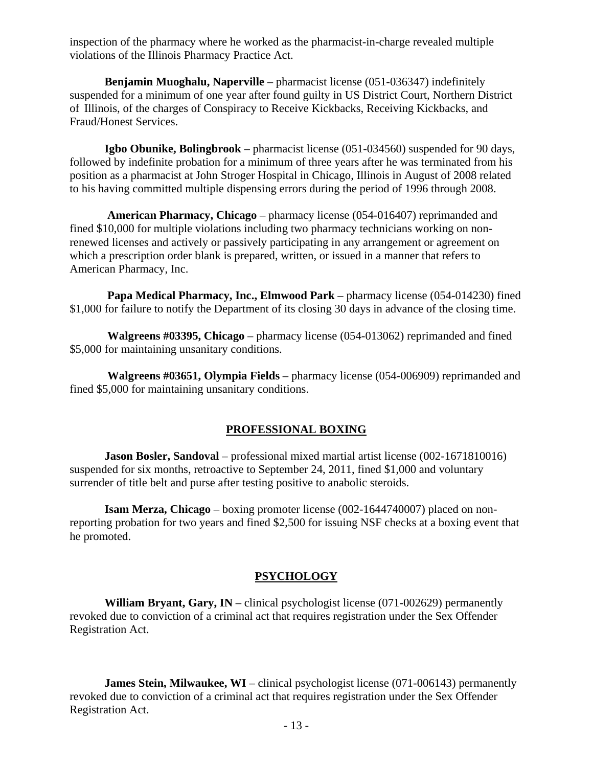inspection of the pharmacy where he worked as the pharmacist-in-charge revealed multiple violations of the Illinois Pharmacy Practice Act.

**Benjamin Muoghalu, Naperville** – pharmacist license (051-036347) indefinitely suspended for a minimum of one year after found guilty in US District Court, Northern District of Illinois, of the charges of Conspiracy to Receive Kickbacks, Receiving Kickbacks, and Fraud/Honest Services.

**Igbo Obunike, Bolingbrook** – pharmacist license (051-034560) suspended for 90 days, followed by indefinite probation for a minimum of three years after he was terminated from his position as a pharmacist at John Stroger Hospital in Chicago, Illinois in August of 2008 related to his having committed multiple dispensing errors during the period of 1996 through 2008.

**American Pharmacy, Chicago** – pharmacy license (054-016407) reprimanded and fined $10,000 for multiple violations including two pharmacy technicians working on non-renewed licenses and actively or passively participating in any arrangement or agreement on which a prescription order blank is prepared, written, or issued in a manner that refers to American Pharmacy, Inc.

**Papa Medical Pharmacy, Inc., Elmwood Park** – pharmacy license (054-014230) fined $1,000 for failure to notify the Department of its closing 30 days in advance of the closing time.

**Walgreens #03395, Chicago** – pharmacy license (054-013062) reprimanded and fined $5,000 for maintaining unsanitary conditions.

**Walgreens #03651, Olympia Fields** – pharmacy license (054-006909) reprimanded and fined $5,000 for maintaining unsanitary conditions.

## PROFESSIONAL BOXING

**Jason Bosler, Sandoval** – professional mixed martial artist license (002-1671810016) suspended for six months, retroactive to September 24, 2011, fined $1,000 and voluntary surrender of title belt and purse after testing positive to anabolic steroids.

**Isam Merza, Chicago** – boxing promoter license (002-1644740007) placed on non-reporting probation for two years and fined $2,500 for issuing NSF checks at a boxing event that he promoted.

## PSYCHOLOGY

**William Bryant, Gary, IN** – clinical psychologist license (071-002629) permanently revoked due to conviction of a criminal act that requires registration under the Sex Offender Registration Act.

**James Stein, Milwaukee, WI** – clinical psychologist license (071-006143) permanently revoked due to conviction of a criminal act that requires registration under the Sex Offender Registration Act.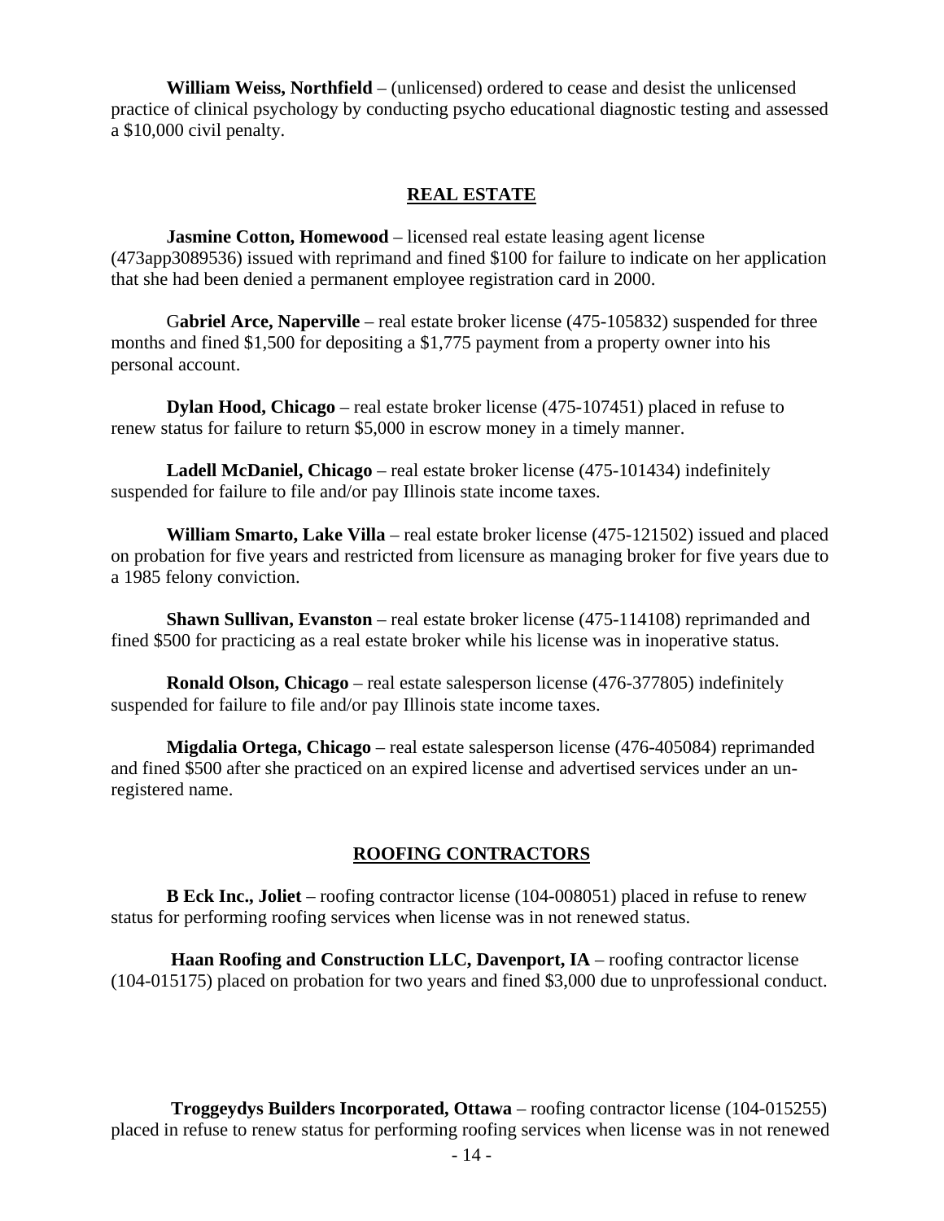**William Weiss, Northfield** – (unlicensed) ordered to cease and desist the unlicensed practice of clinical psychology by conducting psycho educational diagnostic testing and assessed a $10,000 civil penalty.

## REAL ESTATE

**Jasmine Cotton, Homewood** – licensed real estate leasing agent license (473app3089536) issued with reprimand and fined $100 for failure to indicate on her application that she had been denied a permanent employee registration card in 2000.

G**abriel Arce, Naperville** – real estate broker license (475-105832) suspended for three months and fined $1,500 for depositing a $1,775 payment from a property owner into his personal account.

**Dylan Hood, Chicago** – real estate broker license (475-107451) placed in refuse to renew status for failure to return $5,000 in escrow money in a timely manner.

**Ladell McDaniel, Chicago** – real estate broker license (475-101434) indefinitely suspended for failure to file and/or pay Illinois state income taxes.

**William Smarto, Lake Villa** – real estate broker license (475-121502) issued and placed on probation for five years and restricted from licensure as managing broker for five years due to a 1985 felony conviction.

**Shawn Sullivan, Evanston** – real estate broker license (475-114108) reprimanded and fined $500 for practicing as a real estate broker while his license was in inoperative status.

**Ronald Olson, Chicago** – real estate salesperson license (476-377805) indefinitely suspended for failure to file and/or pay Illinois state income taxes.

**Migdalia Ortega, Chicago** – real estate salesperson license (476-405084) reprimanded and fined $500 after she practiced on an expired license and advertised services under an un-registered name.

## ROOFING CONTRACTORS

**B Eck Inc., Joliet** – roofing contractor license (104-008051) placed in refuse to renew status for performing roofing services when license was in not renewed status.

**Haan Roofing and Construction LLC, Davenport, IA** – roofing contractor license (104-015175) placed on probation for two years and fined $3,000 due to unprofessional conduct.

**Troggeydys Builders Incorporated, Ottawa** – roofing contractor license (104-015255) placed in refuse to renew status for performing roofing services when license was in not renewed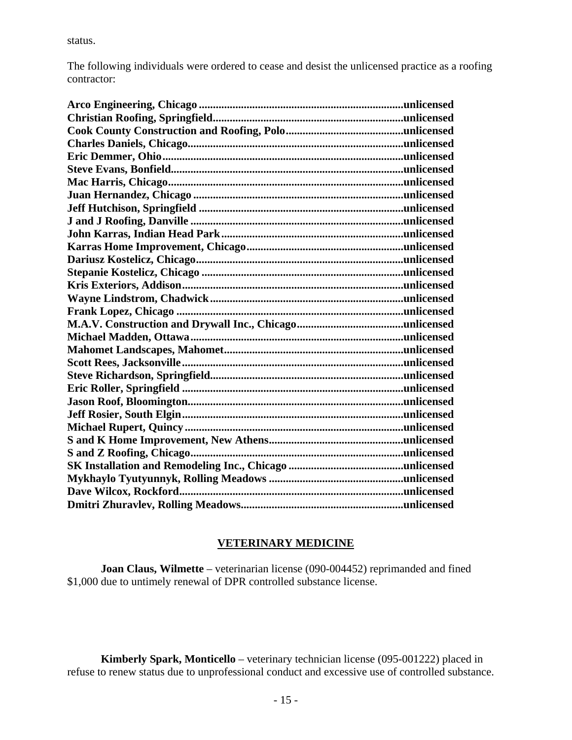status.

The following individuals were ordered to cease and desist the unlicensed practice as a roofing contractor:

**Arco Engineering, Chicago .......................................................................unlicensed**
**Christian Roofing, Springfield..................................................................unlicensed**
**Cook County Construction and Roofing, Polo.........................................unlicensed**
**Charles Daniels, Chicago...........................................................................unlicensed**
**Eric Demmer, Ohio....................................................................................unlicensed**
**Steve Evans, Bonfield.................................................................................unlicensed**
**Mac Harris, Chicago..................................................................................unlicensed**
**Juan Hernandez, Chicago .........................................................................unlicensed**
**Jeff Hutchison, Springfield .......................................................................unlicensed**
**J and J Roofing, Danville ..........................................................................unlicensed**
**John Karras, Indian Head Park...............................................................unlicensed**
**Karras Home Improvement, Chicago.......................................................unlicensed**
**Dariusz Kostelicz, Chicago........................................................................unlicensed**
**Stepanie Kostelicz, Chicago ......................................................................unlicensed**
**Kris Exteriors, Addison.............................................................................unlicensed**
**Wayne Lindstrom, Chadwick...................................................................unlicensed**
**Frank Lopez, Chicago ...............................................................................unlicensed**
**M.A.V. Construction and Drywall Inc., Chicago.....................................unlicensed**
**Michael Madden, Ottawa..........................................................................unlicensed**
**Mahomet Landscapes, Mahomet..............................................................unlicensed**
**Scott Rees, Jacksonville.............................................................................unlicensed**
**Steve Richardson, Springfield...................................................................unlicensed**
**Eric Roller, Springfield .............................................................................unlicensed**
**Jason Roof, Bloomington..........................................................................unlicensed**
**Jeff Rosier, South Elgin.............................................................................unlicensed**
**Michael Rupert, Quincy ............................................................................unlicensed**
**S and K Home Improvement, New Athens...............................................unlicensed**
**S and Z Roofing, Chicago..........................................................................unlicensed**
**SK Installation and Remodeling Inc., Chicago ........................................unlicensed**
**Mykhaylo Tyutyunnyk, Rolling Meadows ...............................................unlicensed**
**Dave Wilcox, Rockford.............................................................................unlicensed**
**Dmitri Zhuravlev, Rolling Meadows........................................................unlicensed**

## VETERINARY MEDICINE

**Joan Claus, Wilmette** – veterinarian license (090-004452) reprimanded and fined $1,000 due to untimely renewal of DPR controlled substance license.

**Kimberly Spark, Monticello** – veterinary technician license (095-001222) placed in refuse to renew status due to unprofessional conduct and excessive use of controlled substance.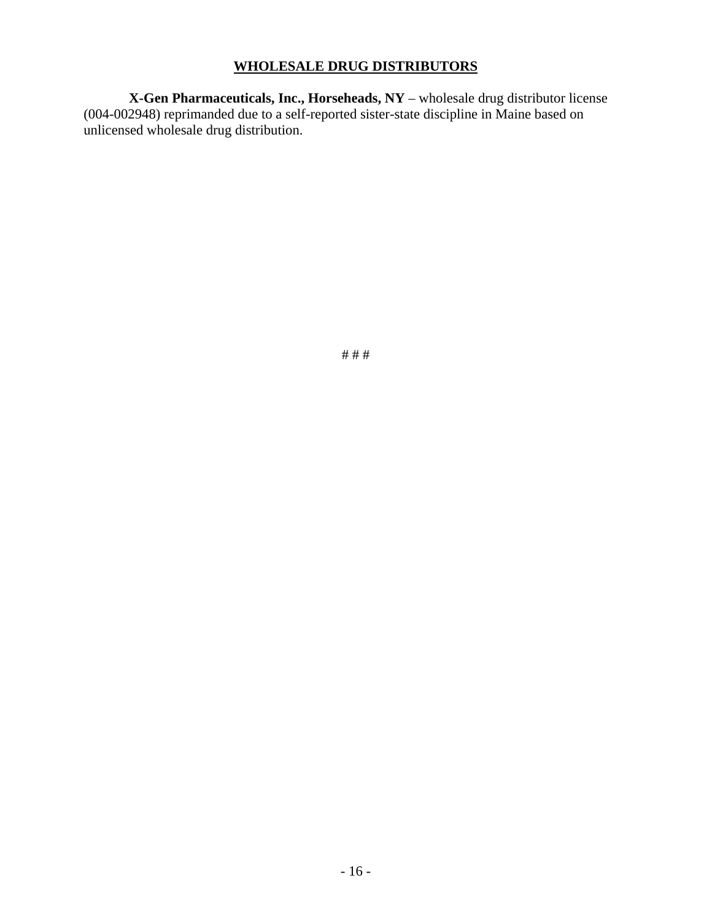## WHOLESALE DRUG DISTRIBUTORS

**X-Gen Pharmaceuticals, Inc., Horseheads, NY** – wholesale drug distributor license (004-002948) reprimanded due to a self-reported sister-state discipline in Maine based on unlicensed wholesale drug distribution.

# # #